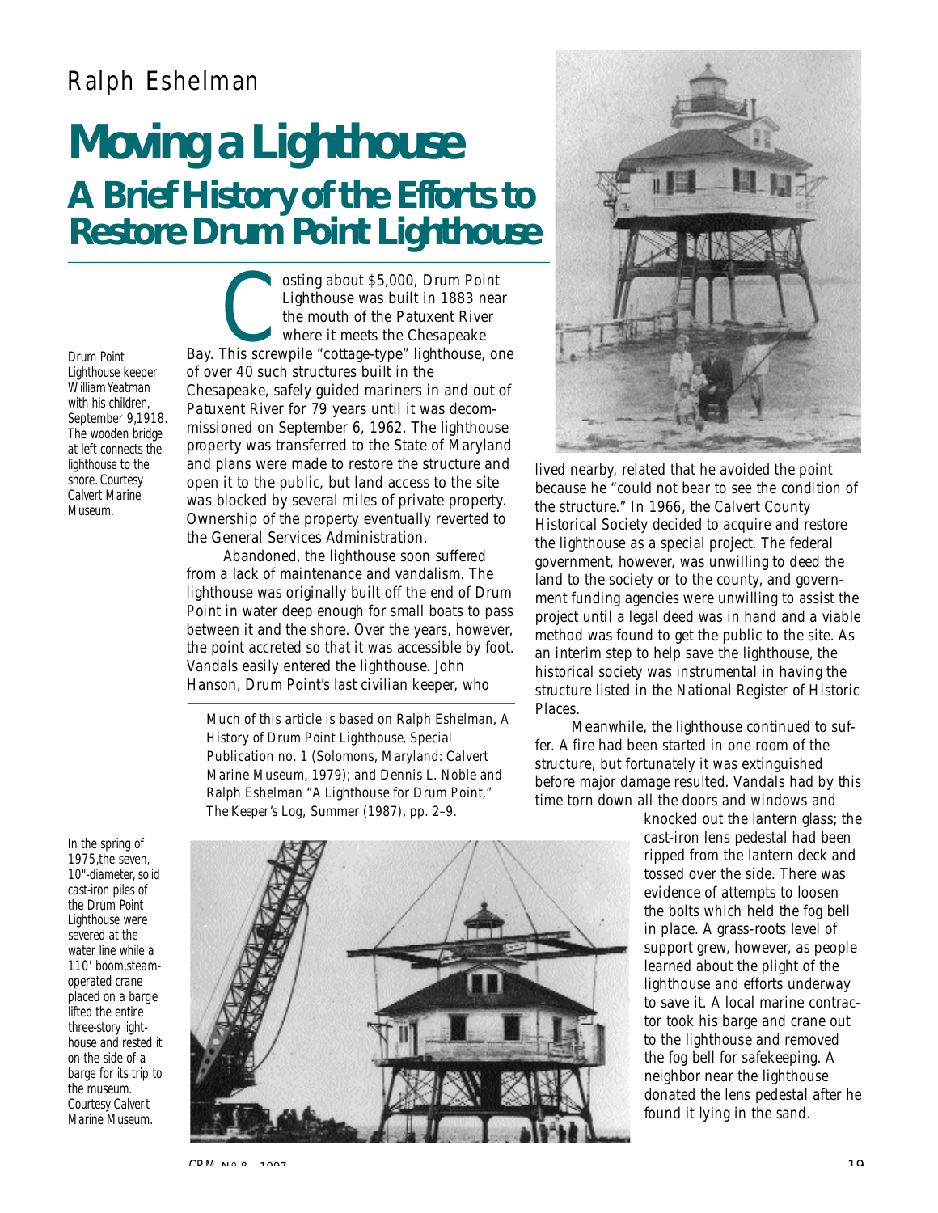Ralph Eshelman

# Moving a Lighthouse

## A Brief History of the Efforts to Restore Drum Point Lighthouse

Costing about $5,000, Drum Point Lighthouse was built in 1883 near the mouth of the Patuxent River where it meets the Chesapeake Bay. This screwpile "cottage-type" lighthouse, one of over 40 such structures built in the Chesapeake, safely guided mariners in and out of Patuxent River for 79 years until it was decommissioned on September 6, 1962. The lighthouse property was transferred to the State of Maryland and plans were made to restore the structure and open it to the public, but land access to the site was blocked by several miles of private property. Ownership of the property eventually reverted to the General Services Administration.

Abandoned, the lighthouse soon suffered from a lack of maintenance and vandalism. The lighthouse was originally built off the end of Drum Point in water deep enough for small boats to pass between it and the shore. Over the years, however, the point accreted so that it was accessible by foot. Vandals easily entered the lighthouse. John Hanson, Drum Point's last civilian keeper, who lived nearby, related that he avoided the point because he "could not bear to see the condition of the structure." In 1966, the Calvert County Historical Society decided to acquire and restore the lighthouse as a special project. The federal government, however, was unwilling to deed the land to the society or to the county, and government funding agencies were unwilling to assist the project until a legal deed was in hand and a viable method was found to get the public to the site. As an interim step to help save the lighthouse, the historical society was instrumental in having the structure listed in the National Register of Historic Places.

*Drum Point Lighthouse keeper William Yeatman with his children, September 9,1918. The wooden bridge at left connects the lighthouse to the shore. Courtesy Calvert Marine Museum.*

Meanwhile, the lighthouse continued to suffer. A fire had been started in one room of the structure, but fortunately it was extinguished before major damage resulted. Vandals had by this time torn down all the doors and windows and knocked out the lantern glass; the cast-iron lens pedestal had been ripped from the lantern deck and tossed over the side. There was evidence of attempts to loosen the bolts which held the fog bell in place. A grass-roots level of support grew, however, as people learned about the plight of the lighthouse and efforts underway to save it. A local marine contractor took his barge and crane out to the lighthouse and removed the fog bell for safekeeping. A neighbor near the lighthouse donated the lens pedestal after he found it lying in the sand.

*In the spring of 1975,the seven, 10"-diameter, solid cast-iron piles of the Drum Point Lighthouse were severed at the water line while a 110' boom,steam-operated crane placed on a barge lifted the entire three-story lighthouse and rested it on the side of a barge for its trip to the museum. Courtesy Calvert Marine Museum.*

---

Much of this article is based on Ralph Eshelman, A History of Drum Point Lighthouse, Special Publication no. 1 (Solomons, Maryland: Calvert Marine Museum, 1979); and Dennis L. Noble and Ralph Eshelman "A Lighthouse for Drum Point," *The Keeper's Log*, Summer (1987), pp. 2–9.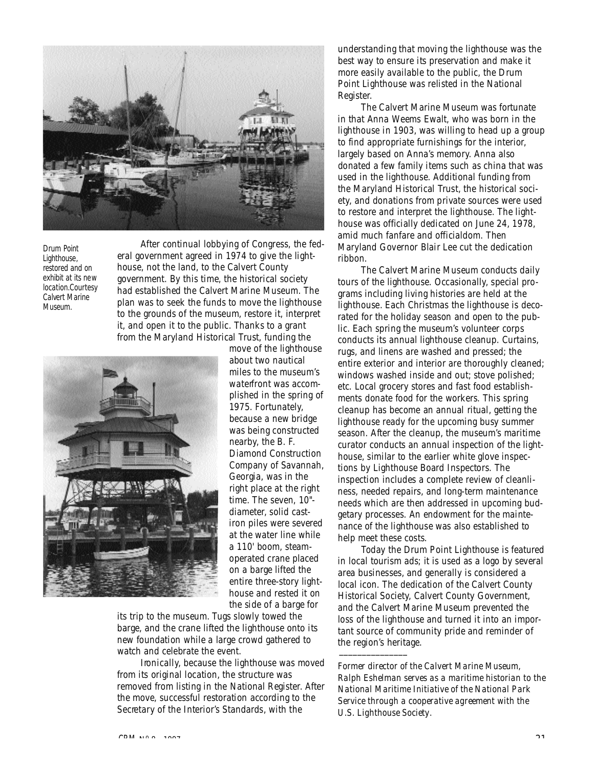Drum Point Lighthouse, restored and on exhibit at its new location.Courtesy Calvert Marine Museum.

After continual lobbying of Congress, the federal government agreed in 1974 to give the lighthouse, not the land, to the Calvert County government. By this time, the historical society had established the Calvert Marine Museum. The plan was to seek the funds to move the lighthouse to the grounds of the museum, restore it, interpret it, and open it to the public. Thanks to a grant from the Maryland Historical Trust, funding the move of the lighthouse about two nautical miles to the museum's waterfront was accomplished in the spring of 1975. Fortunately, because a new bridge was being constructed nearby, the B. F. Diamond Construction Company of Savannah, Georgia, was in the right place at the right time. The seven, 10"-diameter, solid cast-iron piles were severed at the water line while a 110' boom, steam-operated crane placed on a barge lifted the entire three-story lighthouse and rested it on the side of a barge for its trip to the museum. Tugs slowly towed the barge, and the crane lifted the lighthouse onto its new foundation while a large crowd gathered to watch and celebrate the event.

Ironically, because the lighthouse was moved from its original location, the structure was removed from listing in the National Register. After the move, successful restoration according to the Secretary of the Interior's Standards, with the understanding that moving the lighthouse was the best way to ensure its preservation and make it more easily available to the public, the Drum Point Lighthouse was relisted in the National Register.

The Calvert Marine Museum was fortunate in that Anna Weems Ewalt, who was born in the lighthouse in 1903, was willing to head up a group to find appropriate furnishings for the interior, largely based on Anna's memory. Anna also donated a few family items such as china that was used in the lighthouse. Additional funding from the Maryland Historical Trust, the historical society, and donations from private sources were used to restore and interpret the lighthouse. The lighthouse was officially dedicated on June 24, 1978, amid much fanfare and officialdom. Then Maryland Governor Blair Lee cut the dedication ribbon.

The Calvert Marine Museum conducts daily tours of the lighthouse. Occasionally, special programs including living histories are held at the lighthouse. Each Christmas the lighthouse is decorated for the holiday season and open to the public. Each spring the museum's volunteer corps conducts its annual lighthouse cleanup. Curtains, rugs, and linens are washed and pressed; the entire exterior and interior are thoroughly cleaned; windows washed inside and out; stove polished; etc. Local grocery stores and fast food establishments donate food for the workers. This spring cleanup has become an annual ritual, getting the lighthouse ready for the upcoming busy summer season. After the cleanup, the museum's maritime curator conducts an annual inspection of the lighthouse, similar to the earlier white glove inspections by Lighthouse Board Inspectors. The inspection includes a complete review of cleanliness, needed repairs, and long-term maintenance needs which are then addressed in upcoming budgetary processes. An endowment for the maintenance of the lighthouse was also established to help meet these costs.

Today the Drum Point Lighthouse is featured in local tourism ads; it is used as a logo by several area businesses, and generally is considered a local icon. The dedication of the Calvert County Historical Society, Calvert County Government, and the Calvert Marine Museum prevented the loss of the lighthouse and turned it into an important source of community pride and reminder of the region's heritage.

---

*Former director of the Calvert Marine Museum, Ralph Eshelman serves as a maritime historian to the National Maritime Initiative of the National Park Service through a cooperative agreement with the U.S. Lighthouse Society.*